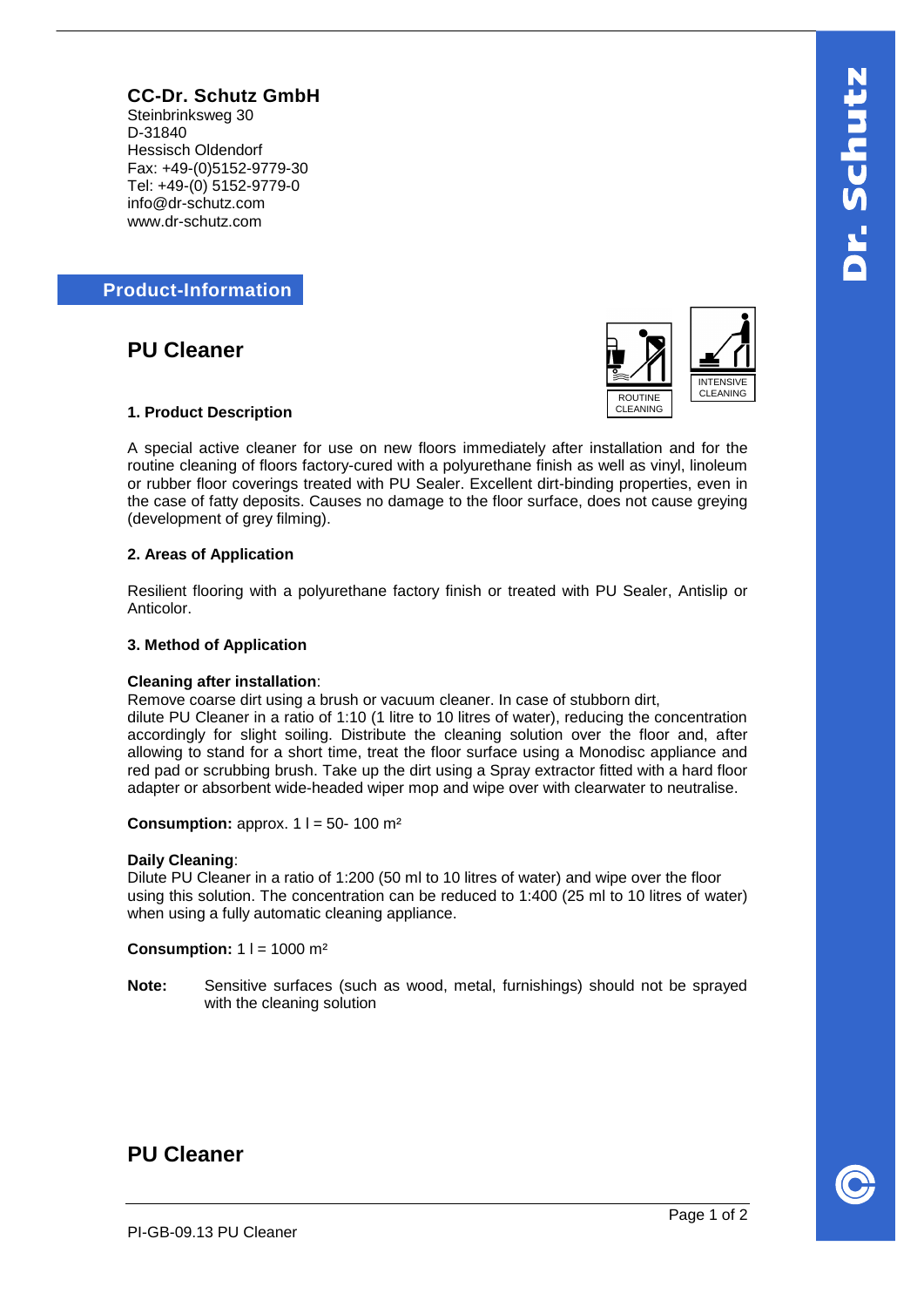**CC-Dr. Schutz GmbH**
Steinbrinksweg 30
D-31840
Hessisch Oldendorf
Fax: +49-(0)5152-9779-30
Tel: +49-(0) 5152-9779-0
info@dr-schutz.com
www.dr-schutz.com

**Product-Information**

# PU Cleaner

ROUTINE CLEANING

INTENSIVE CLEANING

### 1. Product Description

A special active cleaner for use on new floors immediately after installation and for the routine cleaning of floors factory-cured with a polyurethane finish as well as vinyl, linoleum or rubber floor coverings treated with PU Sealer. Excellent dirt-binding properties, even in the case of fatty deposits. Causes no damage to the floor surface, does not cause greying (development of grey filming).

### 2. Areas of Application

Resilient flooring with a polyurethane factory finish or treated with PU Sealer, Antislip or Anticolor.

### 3. Method of Application

**Cleaning after installation**:
Remove coarse dirt using a brush or vacuum cleaner. In case of stubborn dirt,
dilute PU Cleaner in a ratio of 1:10 (1 litre to 10 litres of water), reducing the concentration accordingly for slight soiling. Distribute the cleaning solution over the floor and, after allowing to stand for a short time, treat the floor surface using a Monodisc appliance and red pad or scrubbing brush. Take up the dirt using a Spray extractor fitted with a hard floor adapter or absorbent wide-headed wiper mop and wipe over with clearwater to neutralise.

**Consumption:** approx. 1 l = 50- 100 m²

**Daily Cleaning**:
Dilute PU Cleaner in a ratio of 1:200 (50 ml to 10 litres of water) and wipe over the floor using this solution. The concentration can be reduced to 1:400 (25 ml to 10 litres of water) when using a fully automatic cleaning appliance.

**Consumption:** 1 l = 1000 m²

**Note:** Sensitive surfaces (such as wood, metal, furnishings) should not be sprayed with the cleaning solution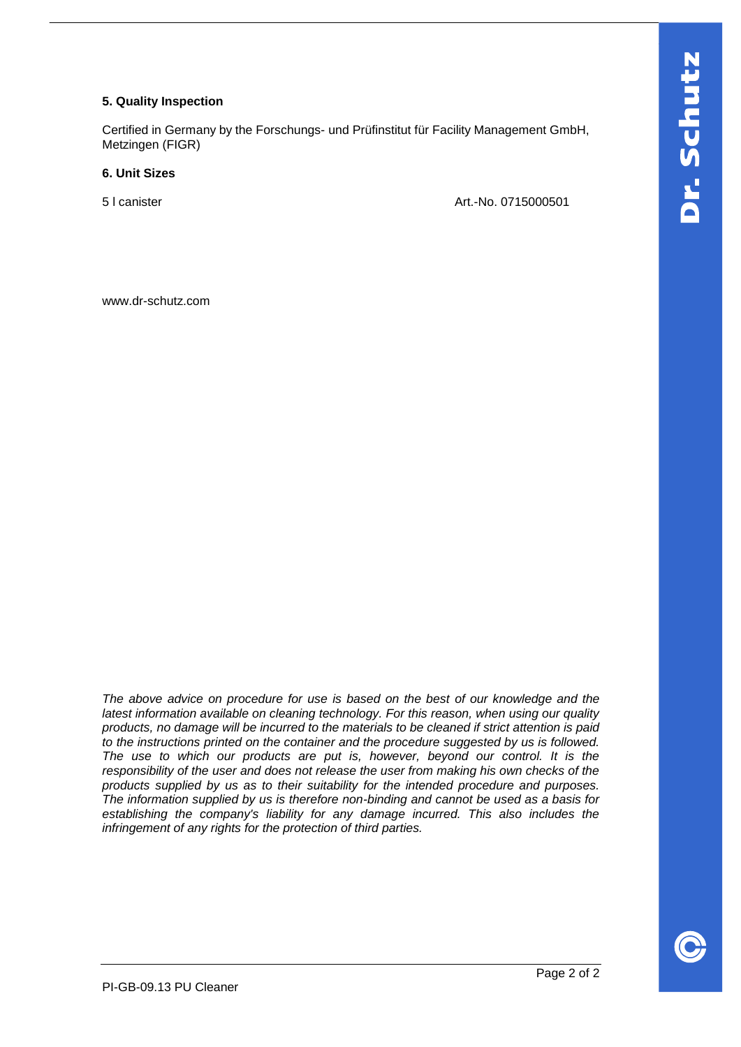## 5. Quality Inspection

Certified in Germany by the Forschungs- und Prüfinstitut für Facility Management GmbH, Metzingen (FIGR)

## 6. Unit Sizes

| | |
|---|---|
| 5 l canister | Art.-No. 0715000501 |

www.dr-schutz.com

*The above advice on procedure for use is based on the best of our knowledge and the latest information available on cleaning technology. For this reason, when using our quality products, no damage will be incurred to the materials to be cleaned if strict attention is paid to the instructions printed on the container and the procedure suggested by us is followed. The use to which our products are put is, however, beyond our control. It is the responsibility of the user and does not release the user from making his own checks of the products supplied by us as to their suitability for the intended procedure and purposes. The information supplied by us is therefore non-binding and cannot be used as a basis for establishing the company's liability for any damage incurred. This also includes the infringement of any rights for the protection of third parties.*